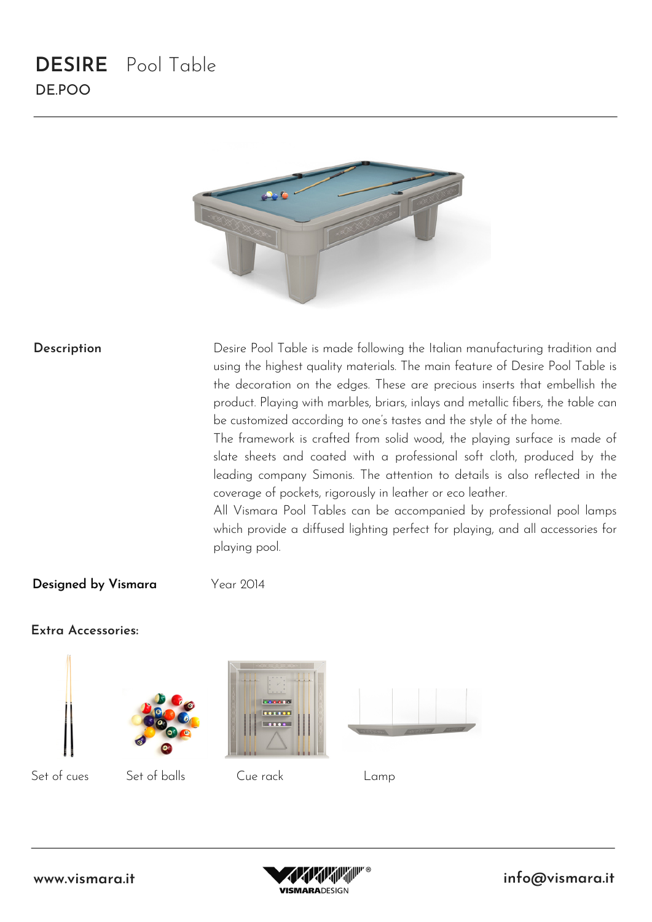# DESIRE Pool Table

DE.POO

**Description**

Desire Pool Table is made following the Italian manufacturing tradition and using the highest quality materials. The main feature of Desire Pool Table is the decoration on the edges. These are precious inserts that embellish the product. Playing with marbles, briars, inlays and metallic fibers, the table can be customized according to one's tastes and the style of the home.
The framework is crafted from solid wood, the playing surface is made of slate sheets and coated with a professional soft cloth, produced by the leading company Simonis. The attention to details is also reflected in the coverage of pockets, rigorously in leather or eco leather.
All Vismara Pool Tables can be accompanied by professional pool lamps which provide a diffused lighting perfect for playing, and all accessories for playing pool.

**Designed by Vismara** Year 2014

**Extra Accessories:**

Set of cues

Set of balls

Cue rack

Lamp

www.vismara.it

VISMARADESIGN

info@vismara.it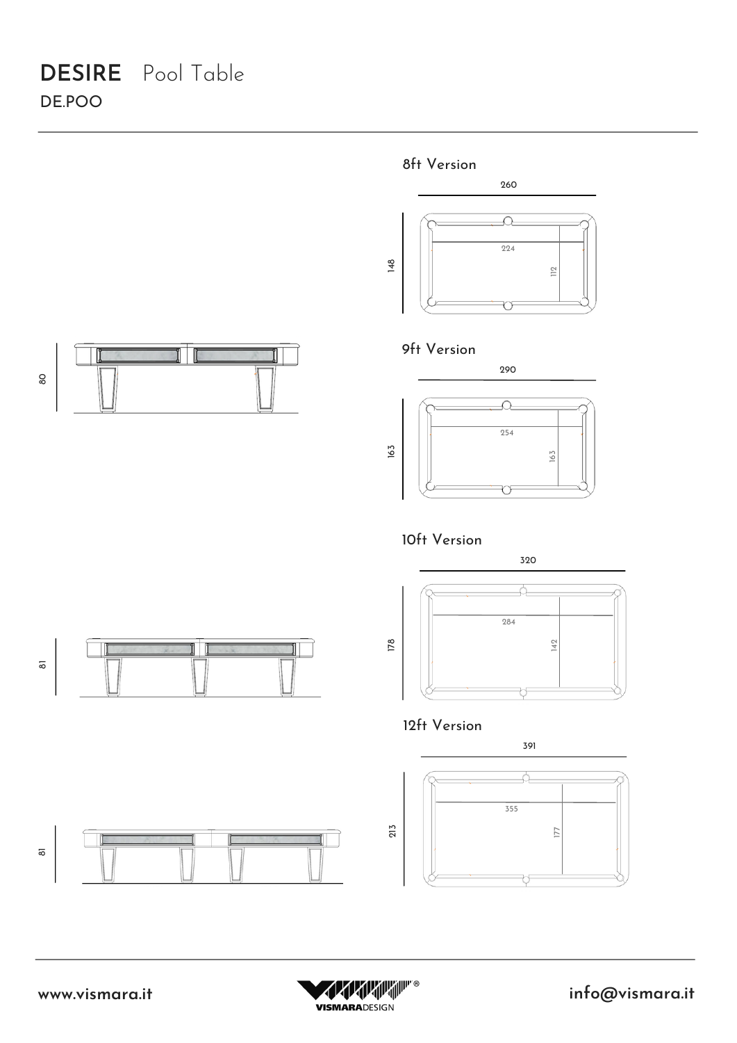# DESIRE Pool Table

## DE.POO

### 8ft Version

260

148

224

112

80

### 9ft Version

290

163

254

163

### 10ft Version

320

178

284

142

81

### 12ft Version

391

213

355

177

81

www.vismara.it

info@vismara.it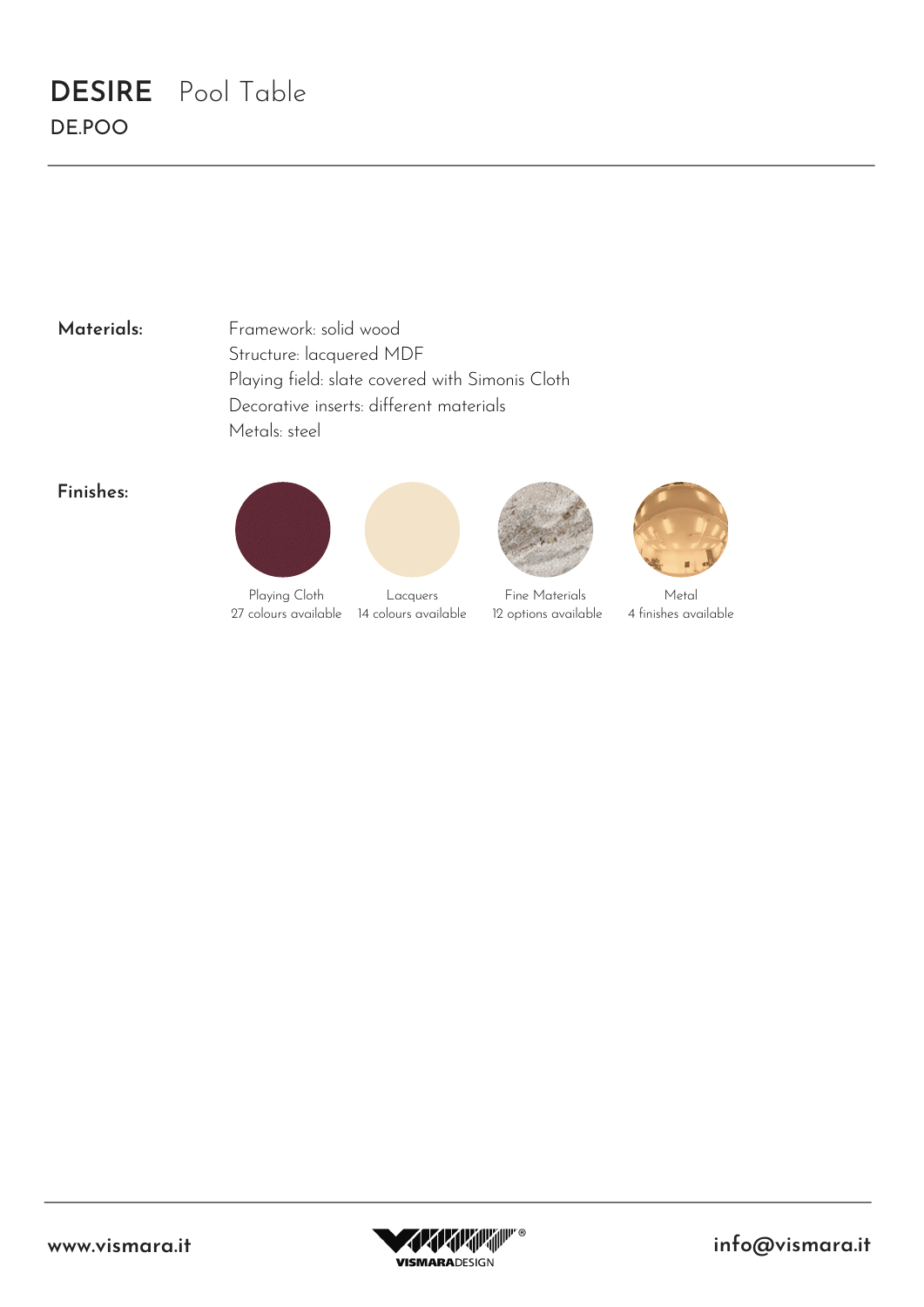# DESIRE Pool Table

**DE.POO**

**Materials:**

Framework: solid wood
Structure: lacquered MDF
Playing field: slate covered with Simonis Cloth
Decorative inserts: different materials
Metals: steel

**Finishes:**

Playing Cloth
27 colours available

Lacquers
14 colours available

Fine Materials
12 options available

Metal
4 finishes available

www.vismara.it

info@vismara.it